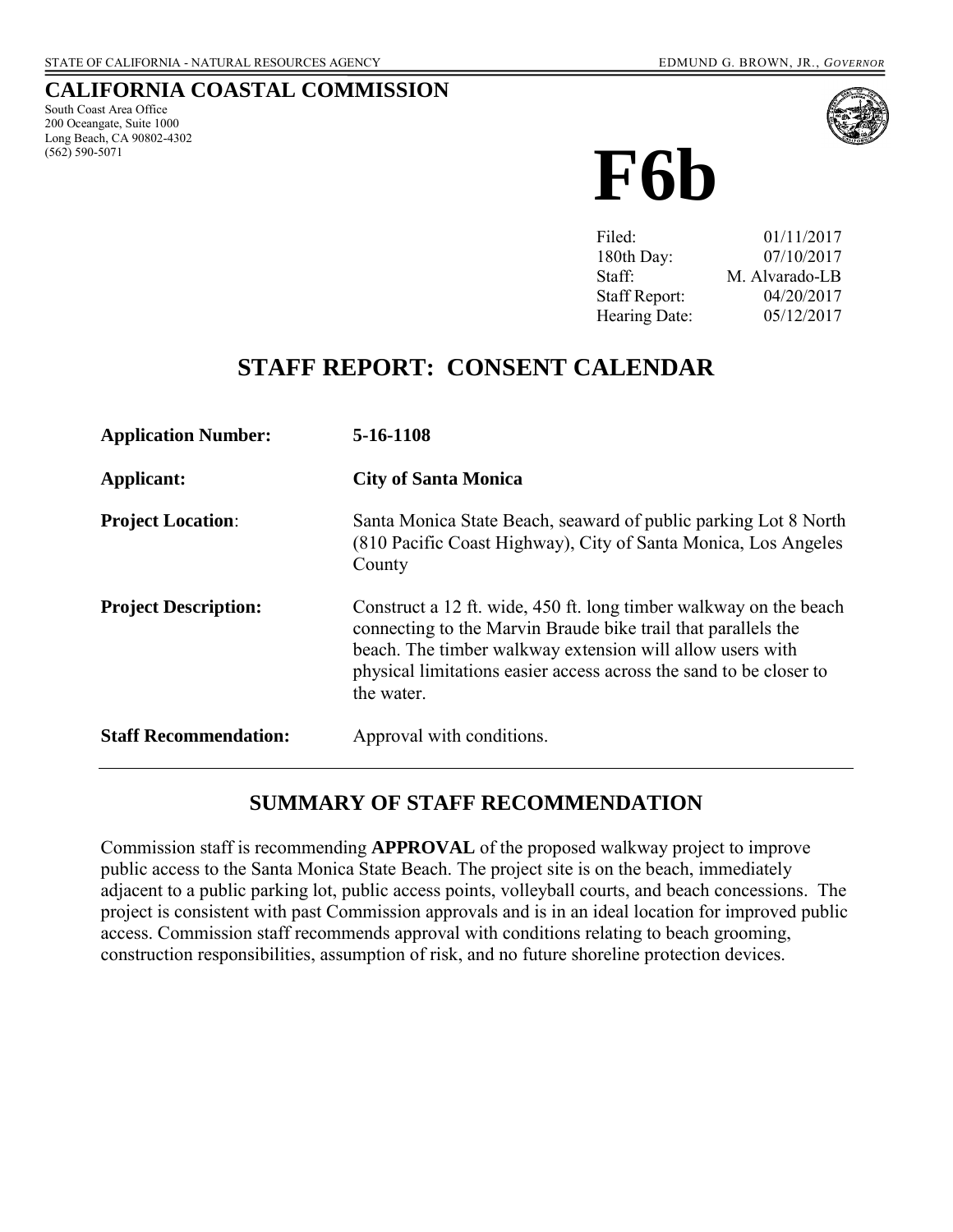STATE OF CALIFORNIA - NATURAL RESOURCES AGENCY EDMUND G. BROWN, JR., *GOVERNOR*

## CALIFORNIA COASTAL COMMISSION

South Coast Area Office
200 Oceangate, Suite 1000
Long Beach, CA 90802-4302
(562) 590-5071

# F6b

| | |
|---|---|
| Filed: | 01/11/2017 |
| 180th Day: | 07/10/2017 |
| Staff: | M. Alvarado-LB |
| Staff Report: | 04/20/2017 |
| Hearing Date: | 05/12/2017 |

## STAFF REPORT: CONSENT CALENDAR

**Application Number:** **5-16-1108**

**Applicant:** **City of Santa Monica**

**Project Location**: Santa Monica State Beach, seaward of public parking Lot 8 North (810 Pacific Coast Highway), City of Santa Monica, Los Angeles County

**Project Description:** Construct a 12 ft. wide, 450 ft. long timber walkway on the beach connecting to the Marvin Braude bike trail that parallels the beach. The timber walkway extension will allow users with physical limitations easier access across the sand to be closer to the water.

**Staff Recommendation:** Approval with conditions.

## SUMMARY OF STAFF RECOMMENDATION

Commission staff is recommending **APPROVAL** of the proposed walkway project to improve public access to the Santa Monica State Beach. The project site is on the beach, immediately adjacent to a public parking lot, public access points, volleyball courts, and beach concessions. The project is consistent with past Commission approvals and is in an ideal location for improved public access. Commission staff recommends approval with conditions relating to beach grooming, construction responsibilities, assumption of risk, and no future shoreline protection devices.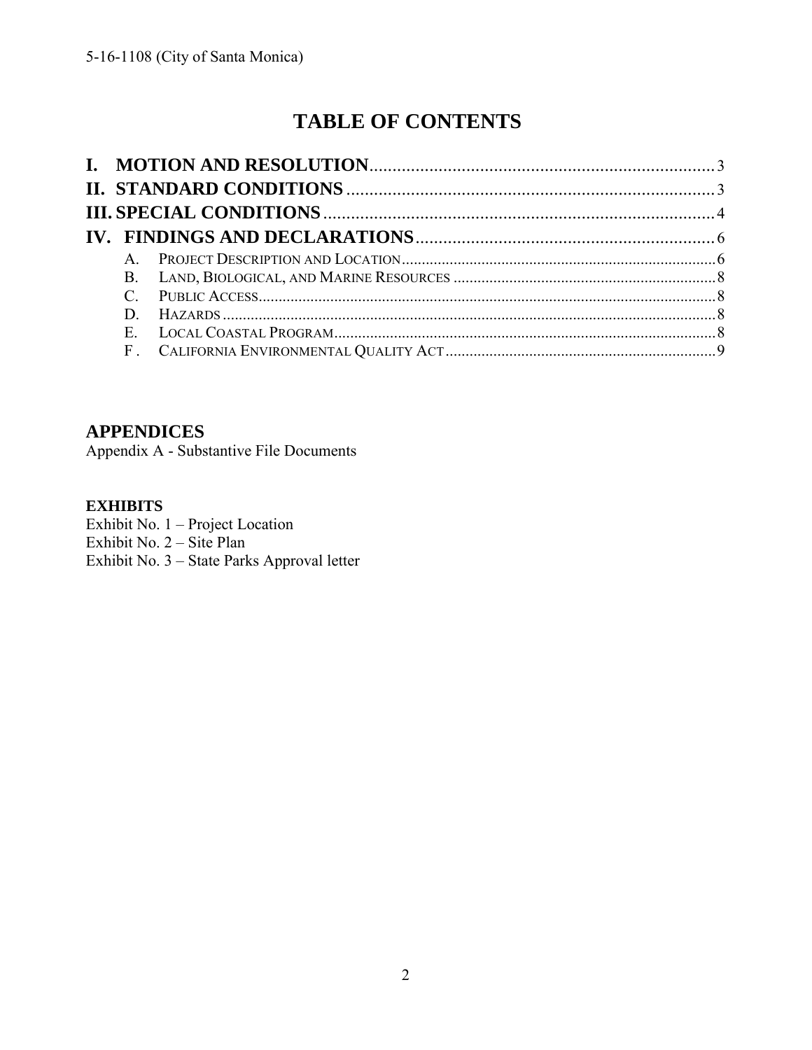# TABLE OF CONTENTS

**I. MOTION AND RESOLUTION** .......... 3
**II. STANDARD CONDITIONS** .......... 3
**III. SPECIAL CONDITIONS** .......... 4
**IV. FINDINGS AND DECLARATIONS** .......... 6

- A. PROJECT DESCRIPTION AND LOCATION .......... 6
- B. LAND, BIOLOGICAL, AND MARINE RESOURCES .......... 8
- C. PUBLIC ACCESS .......... 8
- D. HAZARDS .......... 8
- E. LOCAL COASTAL PROGRAM .......... 8
- F. CALIFORNIA ENVIRONMENTAL QUALITY ACT .......... 9

## APPENDICES

Appendix A - Substantive File Documents

**EXHIBITS**

Exhibit No. 1 – Project Location
Exhibit No. 2 – Site Plan
Exhibit No. 3 – State Parks Approval letter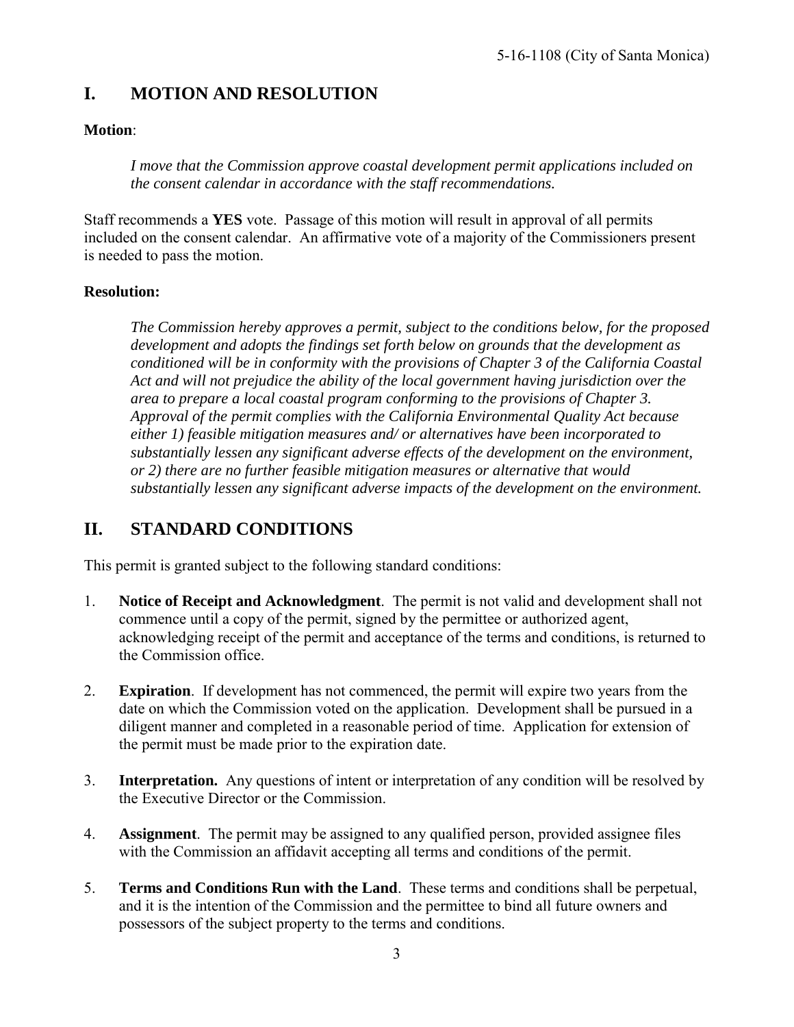## I. MOTION AND RESOLUTION

**Motion**:

*I move that the Commission approve coastal development permit applications included on the consent calendar in accordance with the staff recommendations.*

Staff recommends a **YES** vote. Passage of this motion will result in approval of all permits included on the consent calendar. An affirmative vote of a majority of the Commissioners present is needed to pass the motion.

**Resolution:**

*The Commission hereby approves a permit, subject to the conditions below, for the proposed development and adopts the findings set forth below on grounds that the development as conditioned will be in conformity with the provisions of Chapter 3 of the California Coastal Act and will not prejudice the ability of the local government having jurisdiction over the area to prepare a local coastal program conforming to the provisions of Chapter 3. Approval of the permit complies with the California Environmental Quality Act because either 1) feasible mitigation measures and/ or alternatives have been incorporated to substantially lessen any significant adverse effects of the development on the environment, or 2) there are no further feasible mitigation measures or alternative that would substantially lessen any significant adverse impacts of the development on the environment.*

## II. STANDARD CONDITIONS

This permit is granted subject to the following standard conditions:

1. **Notice of Receipt and Acknowledgment**. The permit is not valid and development shall not commence until a copy of the permit, signed by the permittee or authorized agent, acknowledging receipt of the permit and acceptance of the terms and conditions, is returned to the Commission office.

2. **Expiration**. If development has not commenced, the permit will expire two years from the date on which the Commission voted on the application. Development shall be pursued in a diligent manner and completed in a reasonable period of time. Application for extension of the permit must be made prior to the expiration date.

3. **Interpretation.** Any questions of intent or interpretation of any condition will be resolved by the Executive Director or the Commission.

4. **Assignment**. The permit may be assigned to any qualified person, provided assignee files with the Commission an affidavit accepting all terms and conditions of the permit.

5. **Terms and Conditions Run with the Land**. These terms and conditions shall be perpetual, and it is the intention of the Commission and the permittee to bind all future owners and possessors of the subject property to the terms and conditions.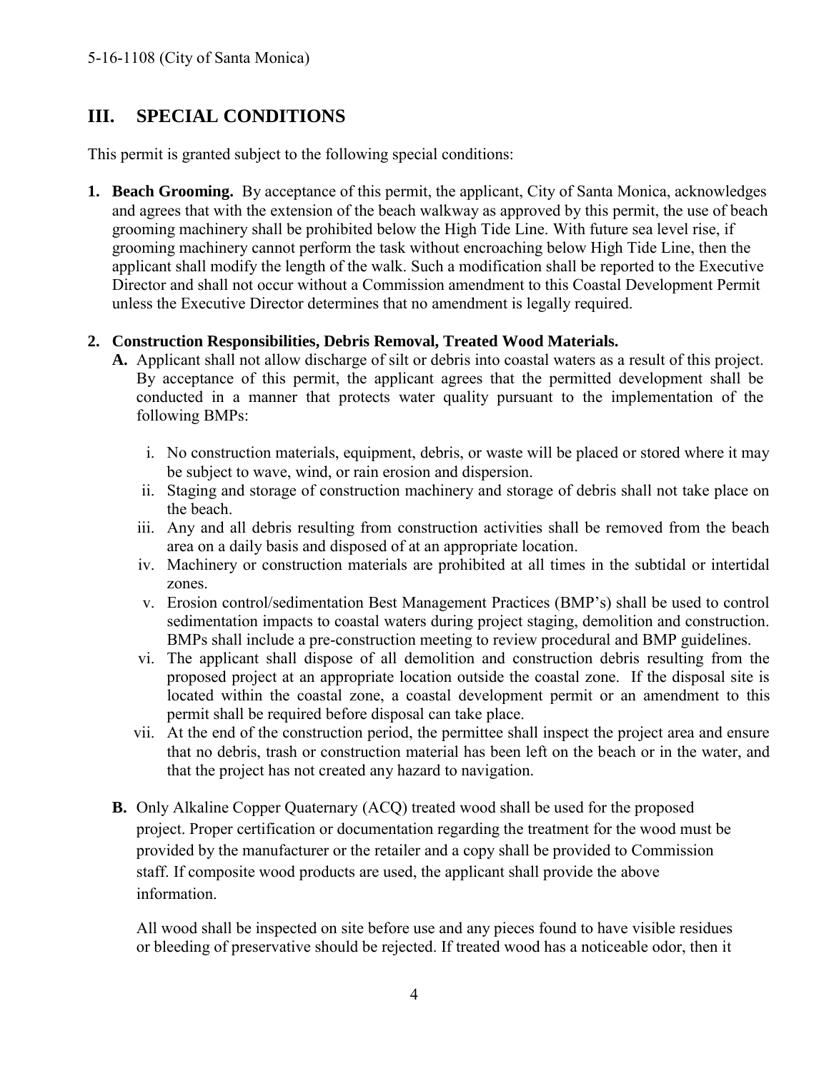## III. SPECIAL CONDITIONS

This permit is granted subject to the following special conditions:

1. **Beach Grooming.** By acceptance of this permit, the applicant, City of Santa Monica, acknowledges and agrees that with the extension of the beach walkway as approved by this permit, the use of beach grooming machinery shall be prohibited below the High Tide Line. With future sea level rise, if grooming machinery cannot perform the task without encroaching below High Tide Line, then the applicant shall modify the length of the walk. Such a modification shall be reported to the Executive Director and shall not occur without a Commission amendment to this Coastal Development Permit unless the Executive Director determines that no amendment is legally required.

2. **Construction Responsibilities, Debris Removal, Treated Wood Materials.**
   **A.** Applicant shall not allow discharge of silt or debris into coastal waters as a result of this project. By acceptance of this permit, the applicant agrees that the permitted development shall be conducted in a manner that protects water quality pursuant to the implementation of the following BMPs:

      i. No construction materials, equipment, debris, or waste will be placed or stored where it may be subject to wave, wind, or rain erosion and dispersion.
      ii. Staging and storage of construction machinery and storage of debris shall not take place on the beach.
      iii. Any and all debris resulting from construction activities shall be removed from the beach area on a daily basis and disposed of at an appropriate location.
      iv. Machinery or construction materials are prohibited at all times in the subtidal or intertidal zones.
      v. Erosion control/sedimentation Best Management Practices (BMP's) shall be used to control sedimentation impacts to coastal waters during project staging, demolition and construction. BMPs shall include a pre-construction meeting to review procedural and BMP guidelines.
      vi. The applicant shall dispose of all demolition and construction debris resulting from the proposed project at an appropriate location outside the coastal zone. If the disposal site is located within the coastal zone, a coastal development permit or an amendment to this permit shall be required before disposal can take place.
      vii. At the end of the construction period, the permittee shall inspect the project area and ensure that no debris, trash or construction material has been left on the beach or in the water, and that the project has not created any hazard to navigation.

   **B.** Only Alkaline Copper Quaternary (ACQ) treated wood shall be used for the proposed project. Proper certification or documentation regarding the treatment for the wood must be provided by the manufacturer or the retailer and a copy shall be provided to Commission staff. If composite wood products are used, the applicant shall provide the above information.

   All wood shall be inspected on site before use and any pieces found to have visible residues or bleeding of preservative should be rejected. If treated wood has a noticeable odor, then it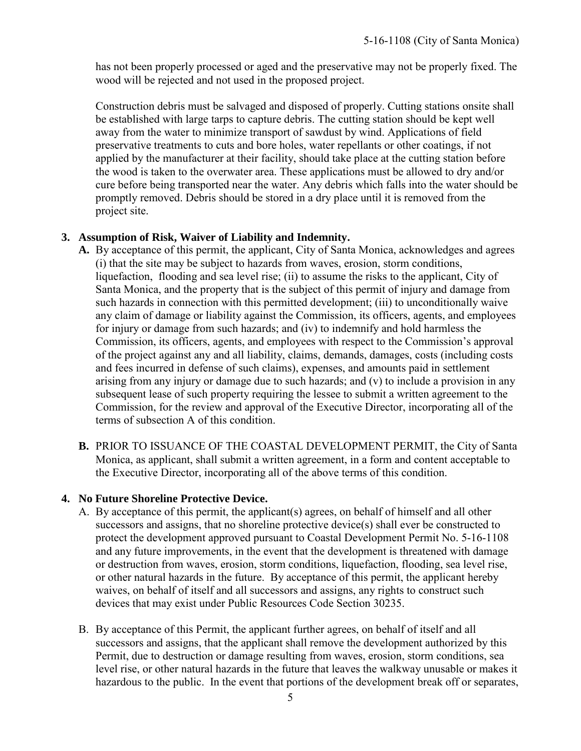has not been properly processed or aged and the preservative may not be properly fixed. The wood will be rejected and not used in the proposed project.

Construction debris must be salvaged and disposed of properly. Cutting stations onsite shall be established with large tarps to capture debris. The cutting station should be kept well away from the water to minimize transport of sawdust by wind. Applications of field preservative treatments to cuts and bore holes, water repellants or other coatings, if not applied by the manufacturer at their facility, should take place at the cutting station before the wood is taken to the overwater area. These applications must be allowed to dry and/or cure before being transported near the water. Any debris which falls into the water should be promptly removed. Debris should be stored in a dry place until it is removed from the project site.

**3. Assumption of Risk, Waiver of Liability and Indemnity.**

**A.** By acceptance of this permit, the applicant, City of Santa Monica, acknowledges and agrees (i) that the site may be subject to hazards from waves, erosion, storm conditions, liquefaction, flooding and sea level rise; (ii) to assume the risks to the applicant, City of Santa Monica, and the property that is the subject of this permit of injury and damage from such hazards in connection with this permitted development; (iii) to unconditionally waive any claim of damage or liability against the Commission, its officers, agents, and employees for injury or damage from such hazards; and (iv) to indemnify and hold harmless the Commission, its officers, agents, and employees with respect to the Commission's approval of the project against any and all liability, claims, demands, damages, costs (including costs and fees incurred in defense of such claims), expenses, and amounts paid in settlement arising from any injury or damage due to such hazards; and (v) to include a provision in any subsequent lease of such property requiring the lessee to submit a written agreement to the Commission, for the review and approval of the Executive Director, incorporating all of the terms of subsection A of this condition.

**B.** PRIOR TO ISSUANCE OF THE COASTAL DEVELOPMENT PERMIT, the City of Santa Monica, as applicant, shall submit a written agreement, in a form and content acceptable to the Executive Director, incorporating all of the above terms of this condition.

**4. No Future Shoreline Protective Device.**

A. By acceptance of this permit, the applicant(s) agrees, on behalf of himself and all other successors and assigns, that no shoreline protective device(s) shall ever be constructed to protect the development approved pursuant to Coastal Development Permit No. 5-16-1108 and any future improvements, in the event that the development is threatened with damage or destruction from waves, erosion, storm conditions, liquefaction, flooding, sea level rise, or other natural hazards in the future. By acceptance of this permit, the applicant hereby waives, on behalf of itself and all successors and assigns, any rights to construct such devices that may exist under Public Resources Code Section 30235.

B. By acceptance of this Permit, the applicant further agrees, on behalf of itself and all successors and assigns, that the applicant shall remove the development authorized by this Permit, due to destruction or damage resulting from waves, erosion, storm conditions, sea level rise, or other natural hazards in the future that leaves the walkway unusable or makes it hazardous to the public. In the event that portions of the development break off or separates,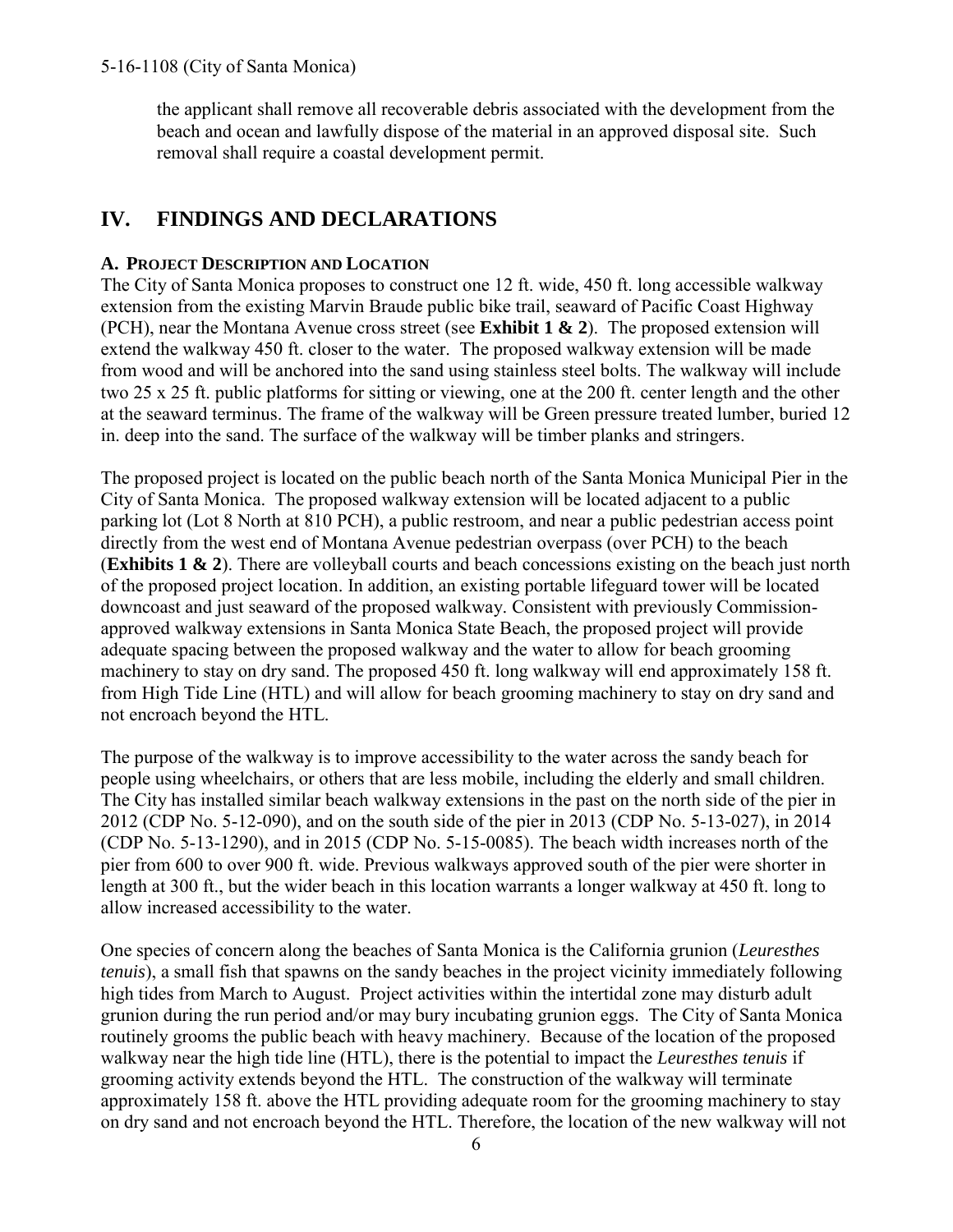the applicant shall remove all recoverable debris associated with the development from the beach and ocean and lawfully dispose of the material in an approved disposal site. Such removal shall require a coastal development permit.

## IV. FINDINGS AND DECLARATIONS

### A. PROJECT DESCRIPTION AND LOCATION

The City of Santa Monica proposes to construct one 12 ft. wide, 450 ft. long accessible walkway extension from the existing Marvin Braude public bike trail, seaward of Pacific Coast Highway (PCH), near the Montana Avenue cross street (see **Exhibit 1 & 2**). The proposed extension will extend the walkway 450 ft. closer to the water. The proposed walkway extension will be made from wood and will be anchored into the sand using stainless steel bolts. The walkway will include two 25 x 25 ft. public platforms for sitting or viewing, one at the 200 ft. center length and the other at the seaward terminus. The frame of the walkway will be Green pressure treated lumber, buried 12 in. deep into the sand. The surface of the walkway will be timber planks and stringers.

The proposed project is located on the public beach north of the Santa Monica Municipal Pier in the City of Santa Monica. The proposed walkway extension will be located adjacent to a public parking lot (Lot 8 North at 810 PCH), a public restroom, and near a public pedestrian access point directly from the west end of Montana Avenue pedestrian overpass (over PCH) to the beach (**Exhibits 1 & 2**). There are volleyball courts and beach concessions existing on the beach just north of the proposed project location. In addition, an existing portable lifeguard tower will be located downcoast and just seaward of the proposed walkway. Consistent with previously Commission-approved walkway extensions in Santa Monica State Beach, the proposed project will provide adequate spacing between the proposed walkway and the water to allow for beach grooming machinery to stay on dry sand. The proposed 450 ft. long walkway will end approximately 158 ft. from High Tide Line (HTL) and will allow for beach grooming machinery to stay on dry sand and not encroach beyond the HTL.

The purpose of the walkway is to improve accessibility to the water across the sandy beach for people using wheelchairs, or others that are less mobile, including the elderly and small children. The City has installed similar beach walkway extensions in the past on the north side of the pier in 2012 (CDP No. 5-12-090), and on the south side of the pier in 2013 (CDP No. 5-13-027), in 2014 (CDP No. 5-13-1290), and in 2015 (CDP No. 5-15-0085). The beach width increases north of the pier from 600 to over 900 ft. wide. Previous walkways approved south of the pier were shorter in length at 300 ft., but the wider beach in this location warrants a longer walkway at 450 ft. long to allow increased accessibility to the water.

One species of concern along the beaches of Santa Monica is the California grunion (*Leuresthes tenuis*), a small fish that spawns on the sandy beaches in the project vicinity immediately following high tides from March to August. Project activities within the intertidal zone may disturb adult grunion during the run period and/or may bury incubating grunion eggs. The City of Santa Monica routinely grooms the public beach with heavy machinery. Because of the location of the proposed walkway near the high tide line (HTL), there is the potential to impact the *Leuresthes tenuis* if grooming activity extends beyond the HTL. The construction of the walkway will terminate approximately 158 ft. above the HTL providing adequate room for the grooming machinery to stay on dry sand and not encroach beyond the HTL. Therefore, the location of the new walkway will not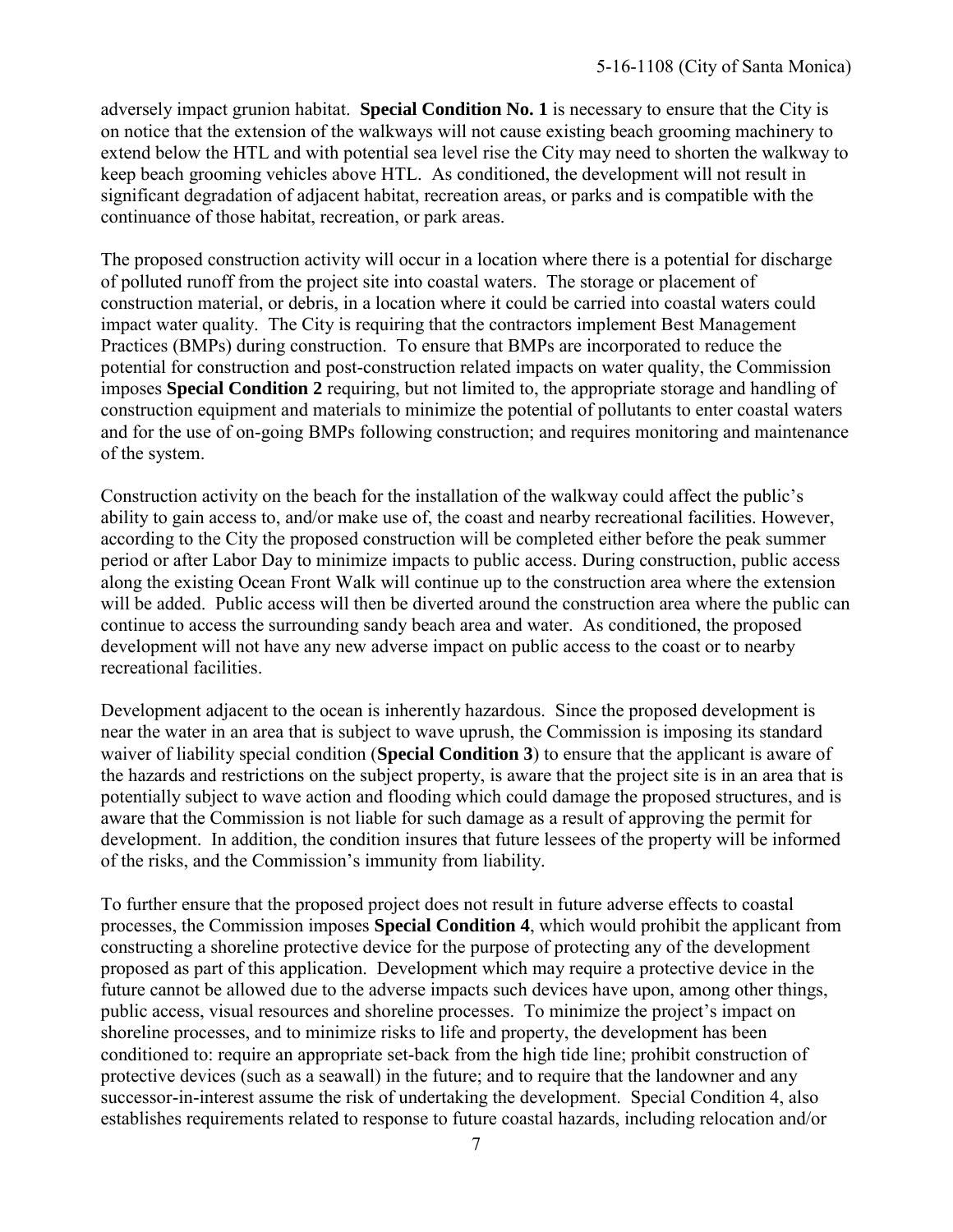adversely impact grunion habitat. **Special Condition No. 1** is necessary to ensure that the City is on notice that the extension of the walkways will not cause existing beach grooming machinery to extend below the HTL and with potential sea level rise the City may need to shorten the walkway to keep beach grooming vehicles above HTL. As conditioned, the development will not result in significant degradation of adjacent habitat, recreation areas, or parks and is compatible with the continuance of those habitat, recreation, or park areas.

The proposed construction activity will occur in a location where there is a potential for discharge of polluted runoff from the project site into coastal waters. The storage or placement of construction material, or debris, in a location where it could be carried into coastal waters could impact water quality. The City is requiring that the contractors implement Best Management Practices (BMPs) during construction. To ensure that BMPs are incorporated to reduce the potential for construction and post-construction related impacts on water quality, the Commission imposes **Special Condition 2** requiring, but not limited to, the appropriate storage and handling of construction equipment and materials to minimize the potential of pollutants to enter coastal waters and for the use of on-going BMPs following construction; and requires monitoring and maintenance of the system.

Construction activity on the beach for the installation of the walkway could affect the public's ability to gain access to, and/or make use of, the coast and nearby recreational facilities. However, according to the City the proposed construction will be completed either before the peak summer period or after Labor Day to minimize impacts to public access. During construction, public access along the existing Ocean Front Walk will continue up to the construction area where the extension will be added. Public access will then be diverted around the construction area where the public can continue to access the surrounding sandy beach area and water. As conditioned, the proposed development will not have any new adverse impact on public access to the coast or to nearby recreational facilities.

Development adjacent to the ocean is inherently hazardous. Since the proposed development is near the water in an area that is subject to wave uprush, the Commission is imposing its standard waiver of liability special condition (**Special Condition 3**) to ensure that the applicant is aware of the hazards and restrictions on the subject property, is aware that the project site is in an area that is potentially subject to wave action and flooding which could damage the proposed structures, and is aware that the Commission is not liable for such damage as a result of approving the permit for development. In addition, the condition insures that future lessees of the property will be informed of the risks, and the Commission's immunity from liability.

To further ensure that the proposed project does not result in future adverse effects to coastal processes, the Commission imposes **Special Condition 4**, which would prohibit the applicant from constructing a shoreline protective device for the purpose of protecting any of the development proposed as part of this application. Development which may require a protective device in the future cannot be allowed due to the adverse impacts such devices have upon, among other things, public access, visual resources and shoreline processes. To minimize the project's impact on shoreline processes, and to minimize risks to life and property, the development has been conditioned to: require an appropriate set-back from the high tide line; prohibit construction of protective devices (such as a seawall) in the future; and to require that the landowner and any successor-in-interest assume the risk of undertaking the development. Special Condition 4, also establishes requirements related to response to future coastal hazards, including relocation and/or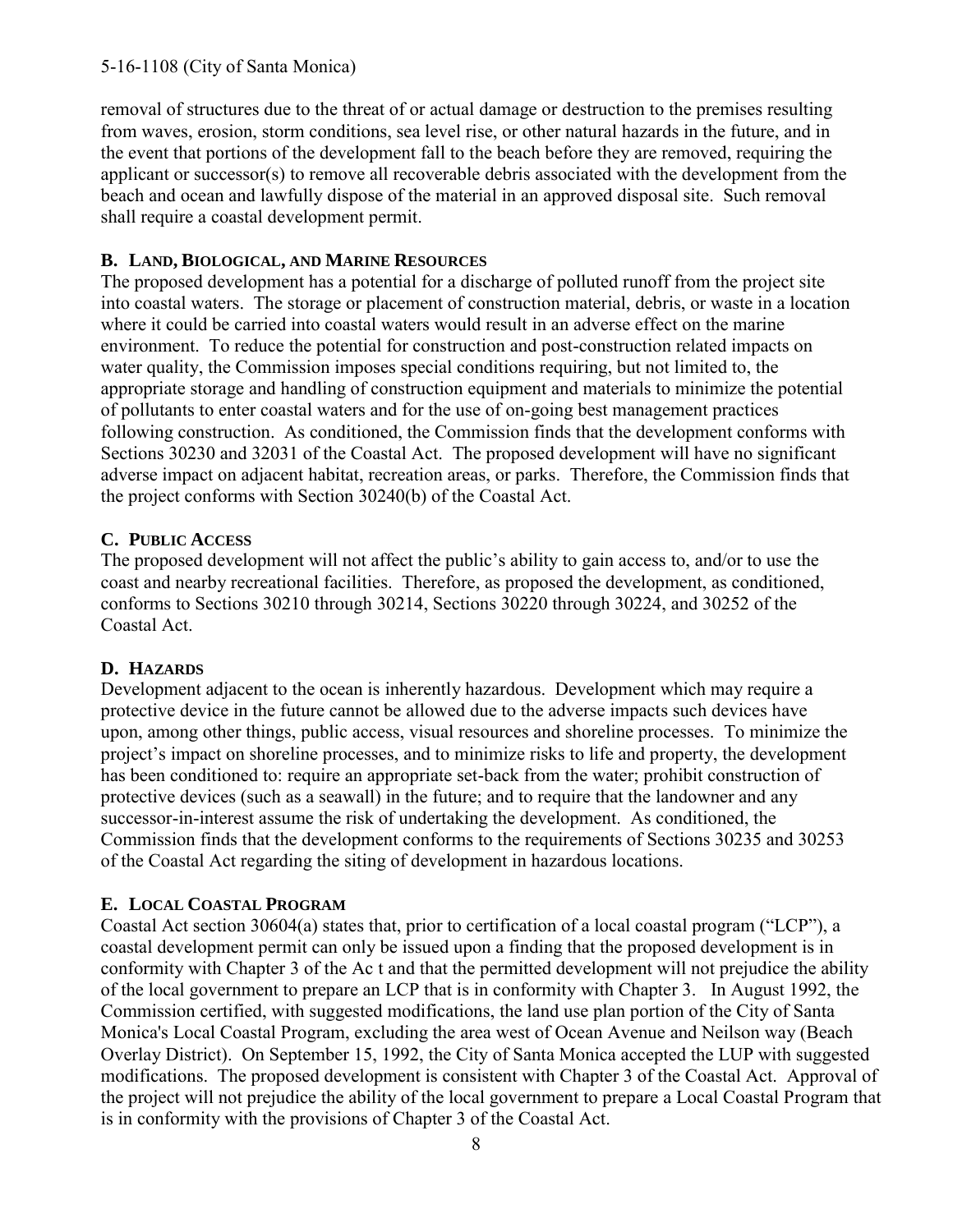removal of structures due to the threat of or actual damage or destruction to the premises resulting from waves, erosion, storm conditions, sea level rise, or other natural hazards in the future, and in the event that portions of the development fall to the beach before they are removed, requiring the applicant or successor(s) to remove all recoverable debris associated with the development from the beach and ocean and lawfully dispose of the material in an approved disposal site. Such removal shall require a coastal development permit.

### B. LAND, BIOLOGICAL, AND MARINE RESOURCES

The proposed development has a potential for a discharge of polluted runoff from the project site into coastal waters. The storage or placement of construction material, debris, or waste in a location where it could be carried into coastal waters would result in an adverse effect on the marine environment. To reduce the potential for construction and post-construction related impacts on water quality, the Commission imposes special conditions requiring, but not limited to, the appropriate storage and handling of construction equipment and materials to minimize the potential of pollutants to enter coastal waters and for the use of on-going best management practices following construction. As conditioned, the Commission finds that the development conforms with Sections 30230 and 32031 of the Coastal Act. The proposed development will have no significant adverse impact on adjacent habitat, recreation areas, or parks. Therefore, the Commission finds that the project conforms with Section 30240(b) of the Coastal Act.

### C. PUBLIC ACCESS

The proposed development will not affect the public's ability to gain access to, and/or to use the coast and nearby recreational facilities. Therefore, as proposed the development, as conditioned, conforms to Sections 30210 through 30214, Sections 30220 through 30224, and 30252 of the Coastal Act.

### D. HAZARDS

Development adjacent to the ocean is inherently hazardous. Development which may require a protective device in the future cannot be allowed due to the adverse impacts such devices have upon, among other things, public access, visual resources and shoreline processes. To minimize the project's impact on shoreline processes, and to minimize risks to life and property, the development has been conditioned to: require an appropriate set-back from the water; prohibit construction of protective devices (such as a seawall) in the future; and to require that the landowner and any successor-in-interest assume the risk of undertaking the development. As conditioned, the Commission finds that the development conforms to the requirements of Sections 30235 and 30253 of the Coastal Act regarding the siting of development in hazardous locations.

### E. LOCAL COASTAL PROGRAM

Coastal Act section 30604(a) states that, prior to certification of a local coastal program ("LCP"), a coastal development permit can only be issued upon a finding that the proposed development is in conformity with Chapter 3 of the Ac t and that the permitted development will not prejudice the ability of the local government to prepare an LCP that is in conformity with Chapter 3. In August 1992, the Commission certified, with suggested modifications, the land use plan portion of the City of Santa Monica's Local Coastal Program, excluding the area west of Ocean Avenue and Neilson way (Beach Overlay District). On September 15, 1992, the City of Santa Monica accepted the LUP with suggested modifications. The proposed development is consistent with Chapter 3 of the Coastal Act. Approval of the project will not prejudice the ability of the local government to prepare a Local Coastal Program that is in conformity with the provisions of Chapter 3 of the Coastal Act.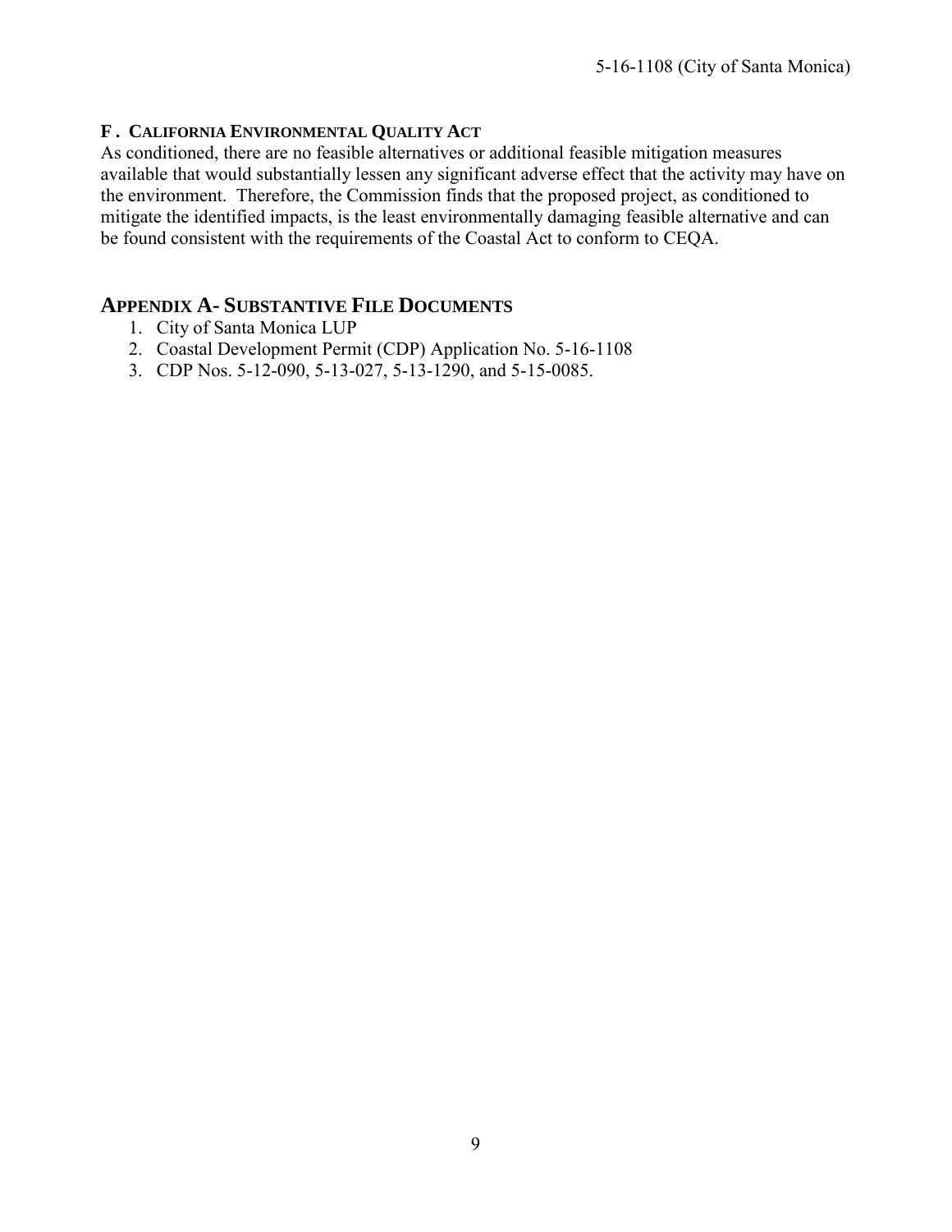### F. CALIFORNIA ENVIRONMENTAL QUALITY ACT

As conditioned, there are no feasible alternatives or additional feasible mitigation measures available that would substantially lessen any significant adverse effect that the activity may have on the environment. Therefore, the Commission finds that the proposed project, as conditioned to mitigate the identified impacts, is the least environmentally damaging feasible alternative and can be found consistent with the requirements of the Coastal Act to conform to CEQA.

## APPENDIX A- SUBSTANTIVE FILE DOCUMENTS

1. City of Santa Monica LUP
2. Coastal Development Permit (CDP) Application No. 5-16-1108
3. CDP Nos. 5-12-090, 5-13-027, 5-13-1290, and 5-15-0085.